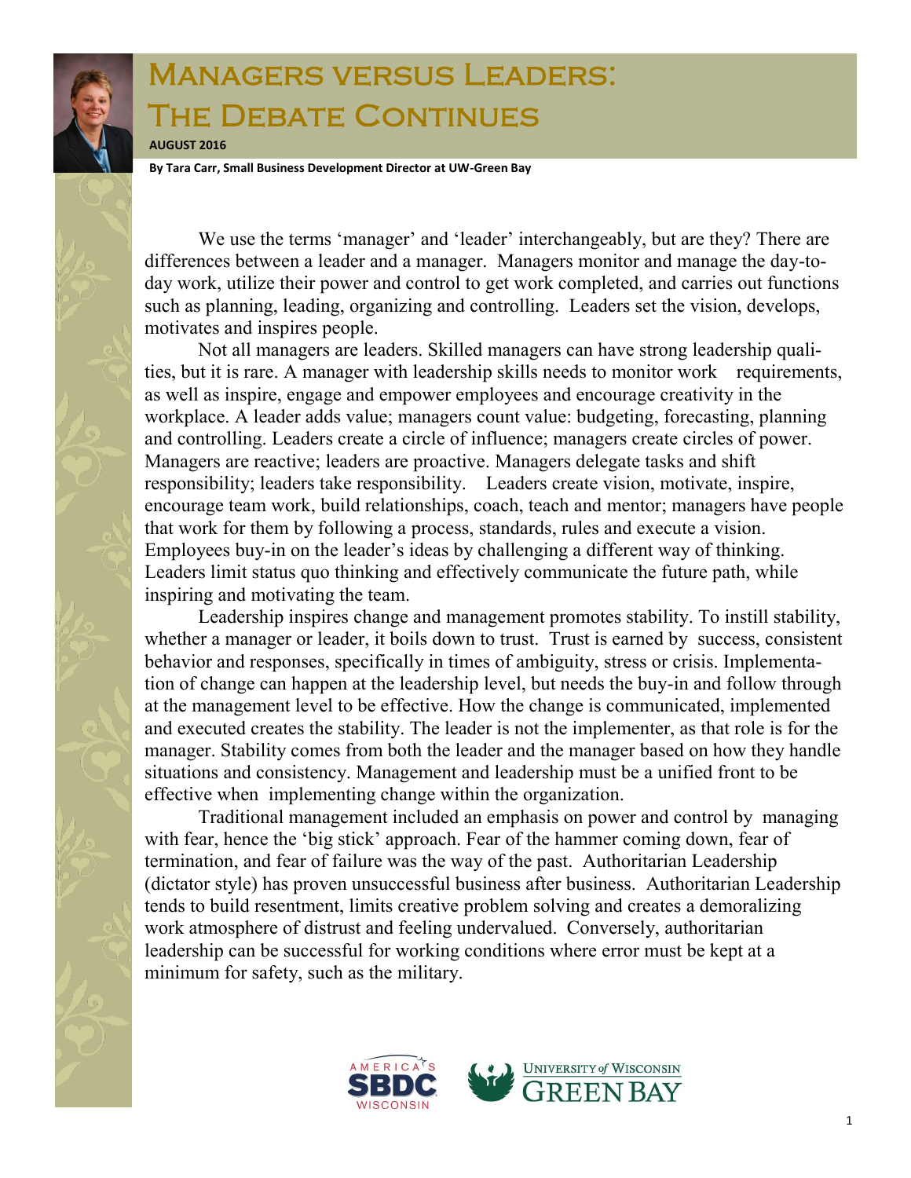# Managers versus Leaders: The Debate Continues

**AUGUST 2016**

**By Tara Carr, Small Business Development Director at UW-Green Bay**

We use the terms 'manager' and 'leader' interchangeably, but are they? There are differences between a leader and a manager. Managers monitor and manage the day-to-day work, utilize their power and control to get work completed, and carries out functions such as planning, leading, organizing and controlling. Leaders set the vision, develops, motivates and inspires people.

Not all managers are leaders. Skilled managers can have strong leadership qualities, but it is rare. A manager with leadership skills needs to monitor work requirements, as well as inspire, engage and empower employees and encourage creativity in the workplace. A leader adds value; managers count value: budgeting, forecasting, planning and controlling. Leaders create a circle of influence; managers create circles of power. Managers are reactive; leaders are proactive. Managers delegate tasks and shift responsibility; leaders take responsibility. Leaders create vision, motivate, inspire, encourage team work, build relationships, coach, teach and mentor; managers have people that work for them by following a process, standards, rules and execute a vision. Employees buy-in on the leader's ideas by challenging a different way of thinking. Leaders limit status quo thinking and effectively communicate the future path, while inspiring and motivating the team.

Leadership inspires change and management promotes stability. To instill stability, whether a manager or leader, it boils down to trust. Trust is earned by success, consistent behavior and responses, specifically in times of ambiguity, stress or crisis. Implementation of change can happen at the leadership level, but needs the buy-in and follow through at the management level to be effective. How the change is communicated, implemented and executed creates the stability. The leader is not the implementer, as that role is for the manager. Stability comes from both the leader and the manager based on how they handle situations and consistency. Management and leadership must be a unified front to be effective when implementing change within the organization.

Traditional management included an emphasis on power and control by managing with fear, hence the 'big stick' approach. Fear of the hammer coming down, fear of termination, and fear of failure was the way of the past. Authoritarian Leadership (dictator style) has proven unsuccessful business after business. Authoritarian Leadership tends to build resentment, limits creative problem solving and creates a demoralizing work atmosphere of distrust and feeling undervalued. Conversely, authoritarian leadership can be successful for working conditions where error must be kept at a minimum for safety, such as the military.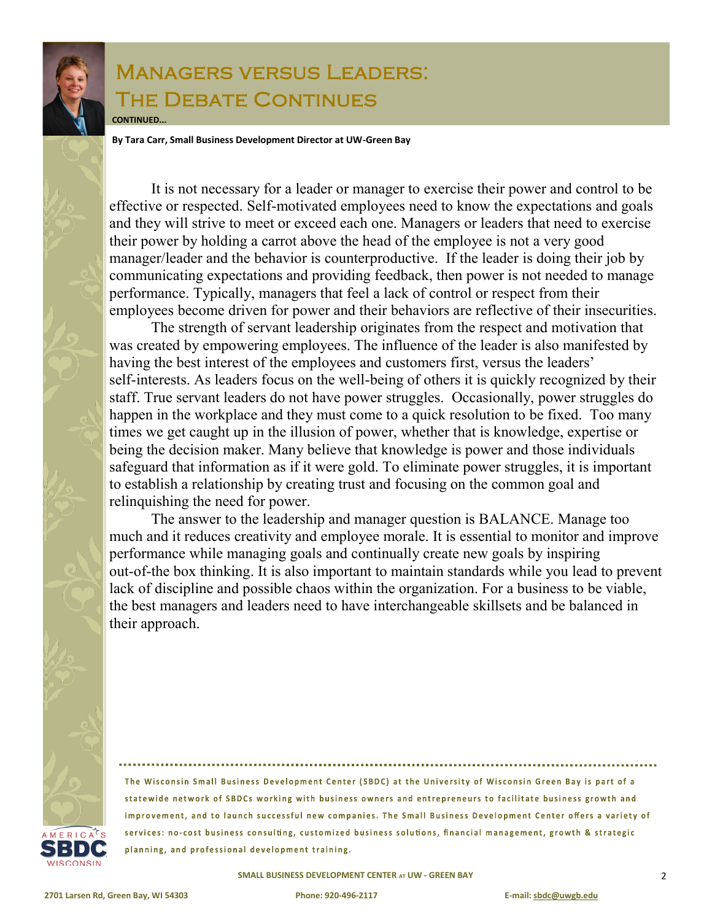# Managers versus Leaders: The Debate Continues

**CONTINUED…**

**By Tara Carr, Small Business Development Director at UW-Green Bay**

It is not necessary for a leader or manager to exercise their power and control to be effective or respected. Self-motivated employees need to know the expectations and goals and they will strive to meet or exceed each one. Managers or leaders that need to exercise their power by holding a carrot above the head of the employee is not a very good manager/leader and the behavior is counterproductive. If the leader is doing their job by communicating expectations and providing feedback, then power is not needed to manage performance. Typically, managers that feel a lack of control or respect from their employees become driven for power and their behaviors are reflective of their insecurities.

The strength of servant leadership originates from the respect and motivation that was created by empowering employees. The influence of the leader is also manifested by having the best interest of the employees and customers first, versus the leaders' self-interests. As leaders focus on the well-being of others it is quickly recognized by their staff. True servant leaders do not have power struggles. Occasionally, power struggles do happen in the workplace and they must come to a quick resolution to be fixed. Too many times we get caught up in the illusion of power, whether that is knowledge, expertise or being the decision maker. Many believe that knowledge is power and those individuals safeguard that information as if it were gold. To eliminate power struggles, it is important to establish a relationship by creating trust and focusing on the common goal and relinquishing the need for power.

The answer to the leadership and manager question is BALANCE. Manage too much and it reduces creativity and employee morale. It is essential to monitor and improve performance while managing goals and continually create new goals by inspiring out-of-the box thinking. It is also important to maintain standards while you lead to prevent lack of discipline and possible chaos within the organization. For a business to be viable, the best managers and leaders need to have interchangeable skillsets and be balanced in their approach.

---

The Wisconsin Small Business Development Center (SBDC) at the University of Wisconsin Green Bay is part of a statewide network of SBDCs working with business owners and entrepreneurs to facilitate business growth and improvement, and to launch successful new companies. The Small Business Development Center offers a variety of services: no-cost business consulting, customized business solutions, financial management, growth & strategic planning, and professional development training.

**SMALL BUSINESS DEVELOPMENT CENTER AT UW - GREEN BAY**

**2701 Larsen Rd, Green Bay, WI 54303** | **Phone: 920-496-2117** | **E-mail: sbdc@uwgb.edu**